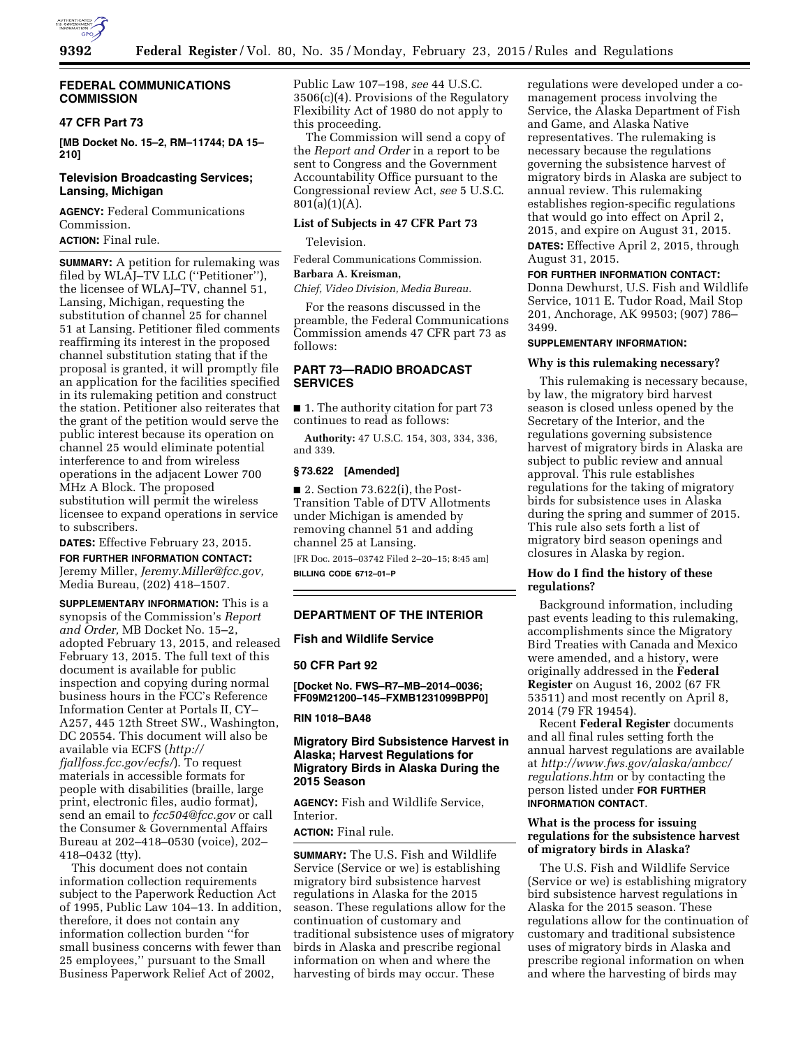## FEDERAL COMMUNICATIONS COMMISSION

### 47 CFR Part 73

**[MB Docket No. 15–2, RM–11744; DA 15–210]**

### Television Broadcasting Services; Lansing, Michigan

**AGENCY:** Federal Communications Commission.

**ACTION:** Final rule.

**SUMMARY:** A petition for rulemaking was filed by WLAJ–TV LLC (''Petitioner''), the licensee of WLAJ–TV, channel 51, Lansing, Michigan, requesting the substitution of channel 25 for channel 51 at Lansing. Petitioner filed comments reaffirming its interest in the proposed channel substitution stating that if the proposal is granted, it will promptly file an application for the facilities specified in its rulemaking petition and construct the station. Petitioner also reiterates that the grant of the petition would serve the public interest because its operation on channel 25 would eliminate potential interference to and from wireless operations in the adjacent Lower 700 MHz A Block. The proposed substitution will permit the wireless licensee to expand operations in service to subscribers.

**DATES:** Effective February 23, 2015.

**FOR FURTHER INFORMATION CONTACT:** Jeremy Miller, *Jeremy.Miller@fcc.gov,* Media Bureau, (202) 418–1507.

**SUPPLEMENTARY INFORMATION:** This is a synopsis of the Commission's *Report and Order,* MB Docket No. 15–2, adopted February 13, 2015, and released February 13, 2015. The full text of this document is available for public inspection and copying during normal business hours in the FCC's Reference Information Center at Portals II, CY–A257, 445 12th Street SW., Washington, DC 20554. This document will also be available via ECFS (*http://fjallfoss.fcc.gov/ecfs/*). To request materials in accessible formats for people with disabilities (braille, large print, electronic files, audio format), send an email to *fcc504@fcc.gov* or call the Consumer & Governmental Affairs Bureau at 202–418–0530 (voice), 202–418–0432 (tty).

This document does not contain information collection requirements subject to the Paperwork Reduction Act of 1995, Public Law 104–13. In addition, therefore, it does not contain any information collection burden ''for small business concerns with fewer than 25 employees,'' pursuant to the Small Business Paperwork Relief Act of 2002, Public Law 107–198, *see* 44 U.S.C. 3506(c)(4). Provisions of the Regulatory Flexibility Act of 1980 do not apply to this proceeding.

The Commission will send a copy of the *Report and Order* in a report to be sent to Congress and the Government Accountability Office pursuant to the Congressional review Act, *see* 5 U.S.C. 801(a)(1)(A).

#### List of Subjects in 47 CFR Part 73

Television.

Federal Communications Commission.

**Barbara A. Kreisman,**

*Chief, Video Division, Media Bureau.*

For the reasons discussed in the preamble, the Federal Communications Commission amends 47 CFR part 73 as follows:

### PART 73—RADIO BROADCAST SERVICES

■ 1. The authority citation for part 73 continues to read as follows:

**Authority:** 47 U.S.C. 154, 303, 334, 336, and 339.

#### § 73.622 [Amended]

■ 2. Section 73.622(i), the Post-Transition Table of DTV Allotments under Michigan is amended by removing channel 51 and adding channel 25 at Lansing.

[FR Doc. 2015–03742 Filed 2–20–15; 8:45 am]

**BILLING CODE 6712–01–P**

---

## DEPARTMENT OF THE INTERIOR

### Fish and Wildlife Service

### 50 CFR Part 92

**[Docket No. FWS–R7–MB–2014–0036; FF09M21200–145–FXMB1231099BPP0]**

**RIN 1018–BA48**

### Migratory Bird Subsistence Harvest in Alaska; Harvest Regulations for Migratory Birds in Alaska During the 2015 Season

**AGENCY:** Fish and Wildlife Service, Interior.

**ACTION:** Final rule.

**SUMMARY:** The U.S. Fish and Wildlife Service (Service or we) is establishing migratory bird subsistence harvest regulations in Alaska for the 2015 season. These regulations allow for the continuation of customary and traditional subsistence uses of migratory birds in Alaska and prescribe regional information on when and where the harvesting of birds may occur. These regulations were developed under a co-management process involving the Service, the Alaska Department of Fish and Game, and Alaska Native representatives. The rulemaking is necessary because the regulations governing the subsistence harvest of migratory birds in Alaska are subject to annual review. This rulemaking establishes region-specific regulations that would go into effect on April 2, 2015, and expire on August 31, 2015.

**DATES:** Effective April 2, 2015, through August 31, 2015.

**FOR FURTHER INFORMATION CONTACT:** Donna Dewhurst, U.S. Fish and Wildlife Service, 1011 E. Tudor Road, Mail Stop 201, Anchorage, AK 99503; (907) 786–3499.

**SUPPLEMENTARY INFORMATION:**

#### Why is this rulemaking necessary?

This rulemaking is necessary because, by law, the migratory bird harvest season is closed unless opened by the Secretary of the Interior, and the regulations governing subsistence harvest of migratory birds in Alaska are subject to public review and annual approval. This rule establishes regulations for the taking of migratory birds for subsistence uses in Alaska during the spring and summer of 2015. This rule also sets forth a list of migratory bird season openings and closures in Alaska by region.

#### How do I find the history of these regulations?

Background information, including past events leading to this rulemaking, accomplishments since the Migratory Bird Treaties with Canada and Mexico were amended, and a history, were originally addressed in the **Federal Register** on August 16, 2002 (67 FR 53511) and most recently on April 8, 2014 (79 FR 19454).

Recent **Federal Register** documents and all final rules setting forth the annual harvest regulations are available at *http://www.fws.gov/alaska/ambcc/regulations.htm* or by contacting the person listed under **FOR FURTHER INFORMATION CONTACT**.

#### What is the process for issuing regulations for the subsistence harvest of migratory birds in Alaska?

The U.S. Fish and Wildlife Service (Service or we) is establishing migratory bird subsistence harvest regulations in Alaska for the 2015 season. These regulations allow for the continuation of customary and traditional subsistence uses of migratory birds in Alaska and prescribe regional information on when and where the harvesting of birds may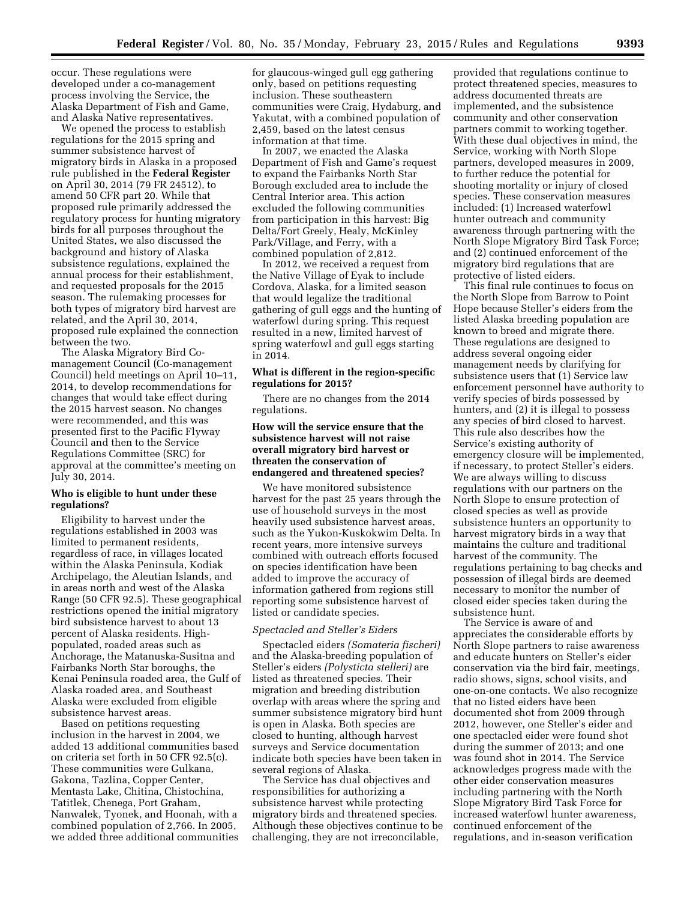occur. These regulations were developed under a co-management process involving the Service, the Alaska Department of Fish and Game, and Alaska Native representatives.

We opened the process to establish regulations for the 2015 spring and summer subsistence harvest of migratory birds in Alaska in a proposed rule published in the **Federal Register** on April 30, 2014 (79 FR 24512), to amend 50 CFR part 20. While that proposed rule primarily addressed the regulatory process for hunting migratory birds for all purposes throughout the United States, we also discussed the background and history of Alaska subsistence regulations, explained the annual process for their establishment, and requested proposals for the 2015 season. The rulemaking processes for both types of migratory bird harvest are related, and the April 30, 2014, proposed rule explained the connection between the two.

The Alaska Migratory Bird Co-management Council (Co-management Council) held meetings on April 10–11, 2014, to develop recommendations for changes that would take effect during the 2015 harvest season. No changes were recommended, and this was presented first to the Pacific Flyway Council and then to the Service Regulations Committee (SRC) for approval at the committee's meeting on July 30, 2014.

### Who is eligible to hunt under these regulations?

Eligibility to harvest under the regulations established in 2003 was limited to permanent residents, regardless of race, in villages located within the Alaska Peninsula, Kodiak Archipelago, the Aleutian Islands, and in areas north and west of the Alaska Range (50 CFR 92.5). These geographical restrictions opened the initial migratory bird subsistence harvest to about 13 percent of Alaska residents. High-populated, roaded areas such as Anchorage, the Matanuska-Susitna and Fairbanks North Star boroughs, the Kenai Peninsula roaded area, the Gulf of Alaska roaded area, and Southeast Alaska were excluded from eligible subsistence harvest areas.

Based on petitions requesting inclusion in the harvest in 2004, we added 13 additional communities based on criteria set forth in 50 CFR 92.5(c). These communities were Gulkana, Gakona, Tazlina, Copper Center, Mentasta Lake, Chitina, Chistochina, Tatitlek, Chenega, Port Graham, Nanwalek, Tyonek, and Hoonah, with a combined population of 2,766. In 2005, we added three additional communities for glaucous-winged gull egg gathering only, based on petitions requesting inclusion. These southeastern communities were Craig, Hydaburg, and Yakutat, with a combined population of 2,459, based on the latest census information at that time.

In 2007, we enacted the Alaska Department of Fish and Game's request to expand the Fairbanks North Star Borough excluded area to include the Central Interior area. This action excluded the following communities from participation in this harvest: Big Delta/Fort Greely, Healy, McKinley Park/Village, and Ferry, with a combined population of 2,812.

In 2012, we received a request from the Native Village of Eyak to include Cordova, Alaska, for a limited season that would legalize the traditional gathering of gull eggs and the hunting of waterfowl during spring. This request resulted in a new, limited harvest of spring waterfowl and gull eggs starting in 2014.

### What is different in the region-specific regulations for 2015?

There are no changes from the 2014 regulations.

### How will the service ensure that the subsistence harvest will not raise overall migratory bird harvest or threaten the conservation of endangered and threatened species?

We have monitored subsistence harvest for the past 25 years through the use of household surveys in the most heavily used subsistence harvest areas, such as the Yukon-Kuskokwim Delta. In recent years, more intensive surveys combined with outreach efforts focused on species identification have been added to improve the accuracy of information gathered from regions still reporting some subsistence harvest of listed or candidate species.

#### *Spectacled and Steller's Eiders*

Spectacled eiders *(Somateria fischeri)* and the Alaska-breeding population of Steller's eiders *(Polysticta stelleri)* are listed as threatened species. Their migration and breeding distribution overlap with areas where the spring and summer subsistence migratory bird hunt is open in Alaska. Both species are closed to hunting, although harvest surveys and Service documentation indicate both species have been taken in several regions of Alaska.

The Service has dual objectives and responsibilities for authorizing a subsistence harvest while protecting migratory birds and threatened species. Although these objectives continue to be challenging, they are not irreconcilable, provided that regulations continue to protect threatened species, measures to address documented threats are implemented, and the subsistence community and other conservation partners commit to working together. With these dual objectives in mind, the Service, working with North Slope partners, developed measures in 2009, to further reduce the potential for shooting mortality or injury of closed species. These conservation measures included: (1) Increased waterfowl hunter outreach and community awareness through partnering with the North Slope Migratory Bird Task Force; and (2) continued enforcement of the migratory bird regulations that are protective of listed eiders.

This final rule continues to focus on the North Slope from Barrow to Point Hope because Steller's eiders from the listed Alaska breeding population are known to breed and migrate there. These regulations are designed to address several ongoing eider management needs by clarifying for subsistence users that (1) Service law enforcement personnel have authority to verify species of birds possessed by hunters, and (2) it is illegal to possess any species of bird closed to harvest. This rule also describes how the Service's existing authority of emergency closure will be implemented, if necessary, to protect Steller's eiders. We are always willing to discuss regulations with our partners on the North Slope to ensure protection of closed species as well as provide subsistence hunters an opportunity to harvest migratory birds in a way that maintains the culture and traditional harvest of the community. The regulations pertaining to bag checks and possession of illegal birds are deemed necessary to monitor the number of closed eider species taken during the subsistence hunt.

The Service is aware of and appreciates the considerable efforts by North Slope partners to raise awareness and educate hunters on Steller's eider conservation via the bird fair, meetings, radio shows, signs, school visits, and one-on-one contacts. We also recognize that no listed eiders have been documented shot from 2009 through 2012, however, one Steller's eider and one spectacled eider were found shot during the summer of 2013; and one was found shot in 2014. The Service acknowledges progress made with the other eider conservation measures including partnering with the North Slope Migratory Bird Task Force for increased waterfowl hunter awareness, continued enforcement of the regulations, and in-season verification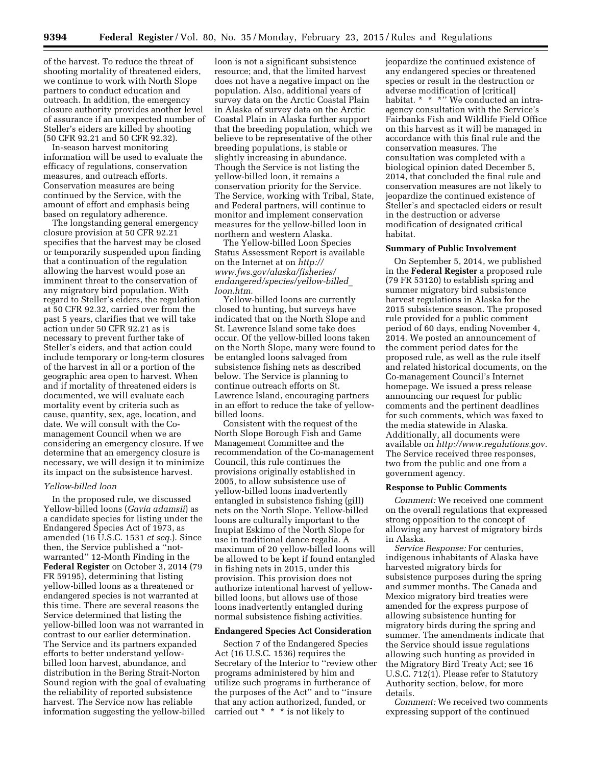of the harvest. To reduce the threat of shooting mortality of threatened eiders, we continue to work with North Slope partners to conduct education and outreach. In addition, the emergency closure authority provides another level of assurance if an unexpected number of Steller's eiders are killed by shooting (50 CFR 92.21 and 50 CFR 92.32).

In-season harvest monitoring information will be used to evaluate the efficacy of regulations, conservation measures, and outreach efforts. Conservation measures are being continued by the Service, with the amount of effort and emphasis being based on regulatory adherence.

The longstanding general emergency closure provision at 50 CFR 92.21 specifies that the harvest may be closed or temporarily suspended upon finding that a continuation of the regulation allowing the harvest would pose an imminent threat to the conservation of any migratory bird population. With regard to Steller's eiders, the regulation at 50 CFR 92.32, carried over from the past 5 years, clarifies that we will take action under 50 CFR 92.21 as is necessary to prevent further take of Steller's eiders, and that action could include temporary or long-term closures of the harvest in all or a portion of the geographic area open to harvest. When and if mortality of threatened eiders is documented, we will evaluate each mortality event by criteria such as cause, quantity, sex, age, location, and date. We will consult with the Co-management Council when we are considering an emergency closure. If we determine that an emergency closure is necessary, we will design it to minimize its impact on the subsistence harvest.

*Yellow-billed loon*

In the proposed rule, we discussed Yellow-billed loons (*Gavia adamsii*) as a candidate species for listing under the Endangered Species Act of 1973, as amended (16 U.S.C. 1531 *et seq.*). Since then, the Service published a ''not-warranted'' 12-Month Finding in the **Federal Register** on October 3, 2014 (79 FR 59195), determining that listing yellow-billed loons as a threatened or endangered species is not warranted at this time. There are several reasons the Service determined that listing the yellow-billed loon was not warranted in contrast to our earlier determination. The Service and its partners expanded efforts to better understand yellow-billed loon harvest, abundance, and distribution in the Bering Strait-Norton Sound region with the goal of evaluating the reliability of reported subsistence harvest. The Service now has reliable information suggesting the yellow-billed loon is not a significant subsistence resource; and, that the limited harvest does not have a negative impact on the population. Also, additional years of survey data on the Arctic Coastal Plain in Alaska of survey data on the Arctic Coastal Plain in Alaska further support that the breeding population, which we believe to be representative of the other breeding populations, is stable or slightly increasing in abundance. Though the Service is not listing the yellow-billed loon, it remains a conservation priority for the Service. The Service, working with Tribal, State, and Federal partners, will continue to monitor and implement conservation measures for the yellow-billed loon in northern and western Alaska.

The Yellow-billed Loon Species Status Assessment Report is available on the Internet at on *http://www.fws.gov/alaska/fisheries/endangered/species/yellow-billed_loon.htm.*

Yellow-billed loons are currently closed to hunting, but surveys have indicated that on the North Slope and St. Lawrence Island some take does occur. Of the yellow-billed loons taken on the North Slope, many were found to be entangled loons salvaged from subsistence fishing nets as described below. The Service is planning to continue outreach efforts on St. Lawrence Island, encouraging partners in an effort to reduce the take of yellow-billed loons.

Consistent with the request of the North Slope Borough Fish and Game Management Committee and the recommendation of the Co-management Council, this rule continues the provisions originally established in 2005, to allow subsistence use of yellow-billed loons inadvertently entangled in subsistence fishing (gill) nets on the North Slope. Yellow-billed loons are culturally important to the Inupiat Eskimo of the North Slope for use in traditional dance regalia. A maximum of 20 yellow-billed loons will be allowed to be kept if found entangled in fishing nets in 2015, under this provision. This provision does not authorize intentional harvest of yellow-billed loons, but allows use of those loons inadvertently entangled during normal subsistence fishing activities.

## Endangered Species Act Consideration

Section 7 of the Endangered Species Act (16 U.S.C. 1536) requires the Secretary of the Interior to ''review other programs administered by him and utilize such programs in furtherance of the purposes of the Act'' and to ''insure that any action authorized, funded, or carried out * * * is not likely to jeopardize the continued existence of any endangered species or threatened species or result in the destruction or adverse modification of [critical] habitat. * * *'' We conducted an intra-agency consultation with the Service's Fairbanks Fish and Wildlife Field Office on this harvest as it will be managed in accordance with this final rule and the conservation measures. The consultation was completed with a biological opinion dated December 5, 2014, that concluded the final rule and conservation measures are not likely to jeopardize the continued existence of Steller's and spectacled eiders or result in the destruction or adverse modification of designated critical habitat.

## Summary of Public Involvement

On September 5, 2014, we published in the **Federal Register** a proposed rule (79 FR 53120) to establish spring and summer migratory bird subsistence harvest regulations in Alaska for the 2015 subsistence season. The proposed rule provided for a public comment period of 60 days, ending November 4, 2014. We posted an announcement of the comment period dates for the proposed rule, as well as the rule itself and related historical documents, on the Co-management Council's Internet homepage. We issued a press release announcing our request for public comments and the pertinent deadlines for such comments, which was faxed to the media statewide in Alaska. Additionally, all documents were available on *http://www.regulations.gov.* The Service received three responses, two from the public and one from a government agency.

## Response to Public Comments

*Comment:* We received one comment on the overall regulations that expressed strong opposition to the concept of allowing any harvest of migratory birds in Alaska.

*Service Response:* For centuries, indigenous inhabitants of Alaska have harvested migratory birds for subsistence purposes during the spring and summer months. The Canada and Mexico migratory bird treaties were amended for the express purpose of allowing subsistence hunting for migratory birds during the spring and summer. The amendments indicate that the Service should issue regulations allowing such hunting as provided in the Migratory Bird Treaty Act; see 16 U.S.C. 712(1). Please refer to Statutory Authority section, below, for more details.

*Comment:* We received two comments expressing support of the continued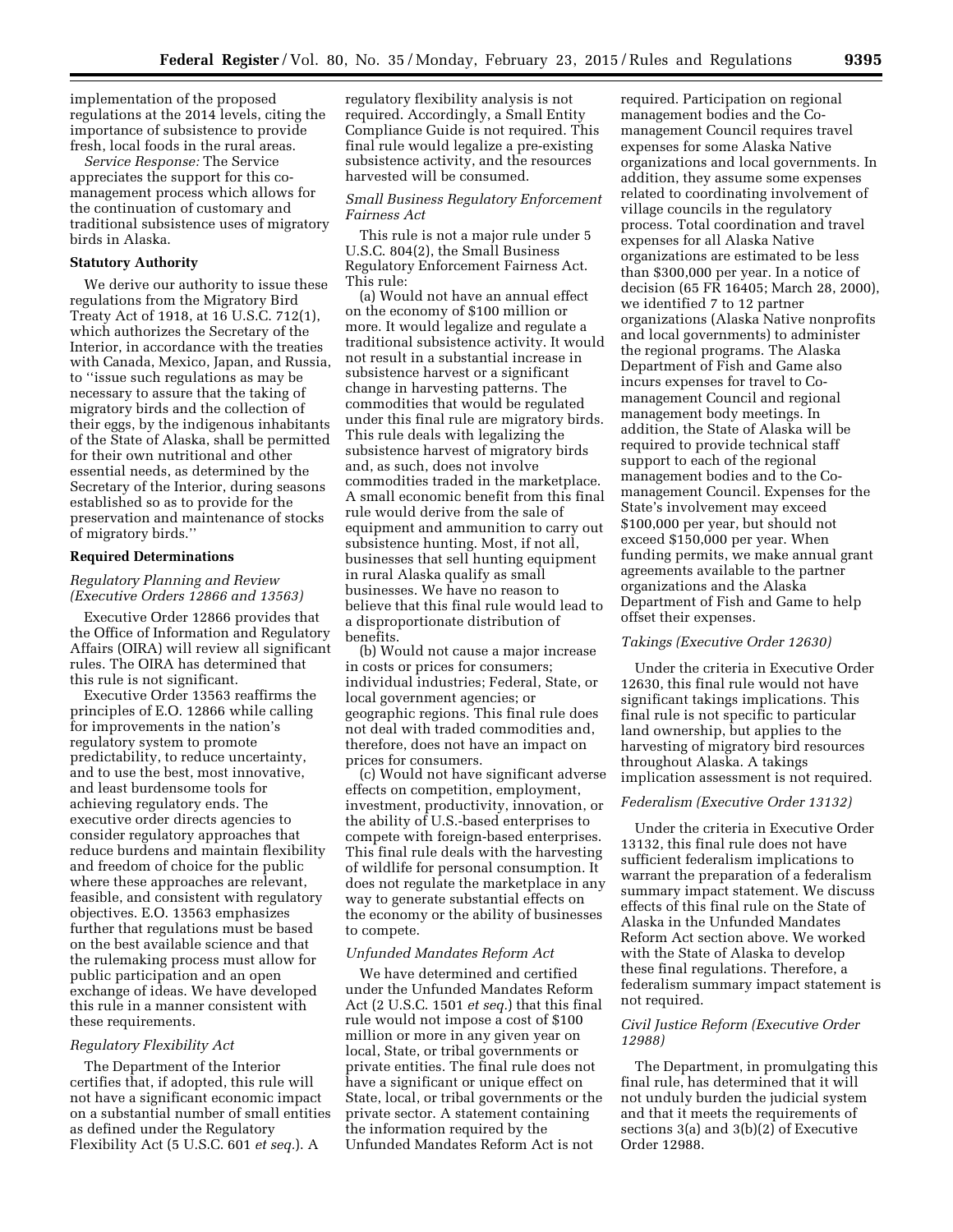implementation of the proposed regulations at the 2014 levels, citing the importance of subsistence to provide fresh, local foods in the rural areas.

*Service Response:* The Service appreciates the support for this co-management process which allows for the continuation of customary and traditional subsistence uses of migratory birds in Alaska.

## Statutory Authority

We derive our authority to issue these regulations from the Migratory Bird Treaty Act of 1918, at 16 U.S.C. 712(1), which authorizes the Secretary of the Interior, in accordance with the treaties with Canada, Mexico, Japan, and Russia, to "issue such regulations as may be necessary to assure that the taking of migratory birds and the collection of their eggs, by the indigenous inhabitants of the State of Alaska, shall be permitted for their own nutritional and other essential needs, as determined by the Secretary of the Interior, during seasons established so as to provide for the preservation and maintenance of stocks of migratory birds."

## Required Determinations

### *Regulatory Planning and Review (Executive Orders 12866 and 13563)*

Executive Order 12866 provides that the Office of Information and Regulatory Affairs (OIRA) will review all significant rules. The OIRA has determined that this rule is not significant.

Executive Order 13563 reaffirms the principles of E.O. 12866 while calling for improvements in the nation's regulatory system to promote predictability, to reduce uncertainty, and to use the best, most innovative, and least burdensome tools for achieving regulatory ends. The executive order directs agencies to consider regulatory approaches that reduce burdens and maintain flexibility and freedom of choice for the public where these approaches are relevant, feasible, and consistent with regulatory objectives. E.O. 13563 emphasizes further that regulations must be based on the best available science and that the rulemaking process must allow for public participation and an open exchange of ideas. We have developed this rule in a manner consistent with these requirements.

### *Regulatory Flexibility Act*

The Department of the Interior certifies that, if adopted, this rule will not have a significant economic impact on a substantial number of small entities as defined under the Regulatory Flexibility Act (5 U.S.C. 601 *et seq.*). A regulatory flexibility analysis is not required. Accordingly, a Small Entity Compliance Guide is not required. This final rule would legalize a pre-existing subsistence activity, and the resources harvested will be consumed.

### *Small Business Regulatory Enforcement Fairness Act*

This rule is not a major rule under 5 U.S.C. 804(2), the Small Business Regulatory Enforcement Fairness Act. This rule:

(a) Would not have an annual effect on the economy of $100 million or more. It would legalize and regulate a traditional subsistence activity. It would not result in a substantial increase in subsistence harvest or a significant change in harvesting patterns. The commodities that would be regulated under this final rule are migratory birds. This rule deals with legalizing the subsistence harvest of migratory birds and, as such, does not involve commodities traded in the marketplace. A small economic benefit from this final rule would derive from the sale of equipment and ammunition to carry out subsistence hunting. Most, if not all, businesses that sell hunting equipment in rural Alaska qualify as small businesses. We have no reason to believe that this final rule would lead to a disproportionate distribution of benefits.

(b) Would not cause a major increase in costs or prices for consumers; individual industries; Federal, State, or local government agencies; or geographic regions. This final rule does not deal with traded commodities and, therefore, does not have an impact on prices for consumers.

(c) Would not have significant adverse effects on competition, employment, investment, productivity, innovation, or the ability of U.S.-based enterprises to compete with foreign-based enterprises. This final rule deals with the harvesting of wildlife for personal consumption. It does not regulate the marketplace in any way to generate substantial effects on the economy or the ability of businesses to compete.

### *Unfunded Mandates Reform Act*

We have determined and certified under the Unfunded Mandates Reform Act (2 U.S.C. 1501 *et seq.*) that this final rule would not impose a cost of $100 million or more in any given year on local, State, or tribal governments or private entities. The final rule does not have a significant or unique effect on State, local, or tribal governments or the private sector. A statement containing the information required by the Unfunded Mandates Reform Act is not required. Participation on regional management bodies and the Co-management Council requires travel expenses for some Alaska Native organizations and local governments. In addition, they assume some expenses related to coordinating involvement of village councils in the regulatory process. Total coordination and travel expenses for all Alaska Native organizations are estimated to be less than $300,000 per year. In a notice of decision (65 FR 16405; March 28, 2000), we identified 7 to 12 partner organizations (Alaska Native nonprofits and local governments) to administer the regional programs. The Alaska Department of Fish and Game also incurs expenses for travel to Co-management Council and regional management body meetings. In addition, the State of Alaska will be required to provide technical staff support to each of the regional management bodies and to the Co-management Council. Expenses for the State's involvement may exceed $100,000 per year, but should not exceed $150,000 per year. When funding permits, we make annual grant agreements available to the partner organizations and the Alaska Department of Fish and Game to help offset their expenses.

### *Takings (Executive Order 12630)*

Under the criteria in Executive Order 12630, this final rule would not have significant takings implications. This final rule is not specific to particular land ownership, but applies to the harvesting of migratory bird resources throughout Alaska. A takings implication assessment is not required.

### *Federalism (Executive Order 13132)*

Under the criteria in Executive Order 13132, this final rule does not have sufficient federalism implications to warrant the preparation of a federalism summary impact statement. We discuss effects of this final rule on the State of Alaska in the Unfunded Mandates Reform Act section above. We worked with the State of Alaska to develop these final regulations. Therefore, a federalism summary impact statement is not required.

### *Civil Justice Reform (Executive Order 12988)*

The Department, in promulgating this final rule, has determined that it will not unduly burden the judicial system and that it meets the requirements of sections 3(a) and 3(b)(2) of Executive Order 12988.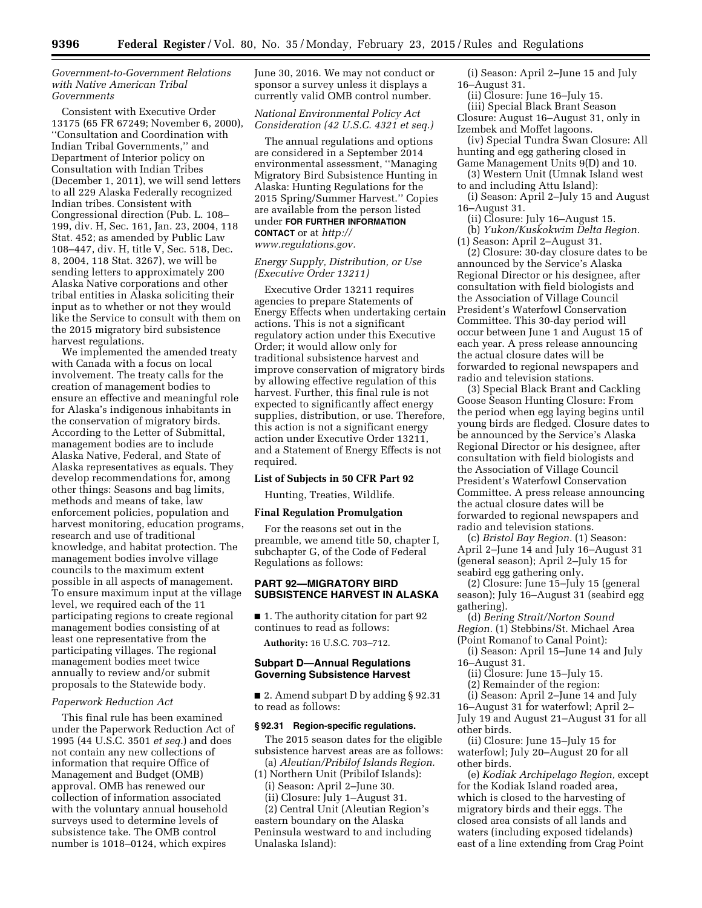*Government-to-Government Relations with Native American Tribal Governments*

Consistent with Executive Order 13175 (65 FR 67249; November 6, 2000), ''Consultation and Coordination with Indian Tribal Governments,'' and Department of Interior policy on Consultation with Indian Tribes (December 1, 2011), we will send letters to all 229 Alaska Federally recognized Indian tribes. Consistent with Congressional direction (Pub. L. 108–199, div. H, Sec. 161, Jan. 23, 2004, 118 Stat. 452; as amended by Public Law 108–447, div. H, title V, Sec. 518, Dec. 8, 2004, 118 Stat. 3267), we will be sending letters to approximately 200 Alaska Native corporations and other tribal entities in Alaska soliciting their input as to whether or not they would like the Service to consult with them on the 2015 migratory bird subsistence harvest regulations.

We implemented the amended treaty with Canada with a focus on local involvement. The treaty calls for the creation of management bodies to ensure an effective and meaningful role for Alaska's indigenous inhabitants in the conservation of migratory birds. According to the Letter of Submittal, management bodies are to include Alaska Native, Federal, and State of Alaska representatives as equals. They develop recommendations for, among other things: Seasons and bag limits, methods and means of take, law enforcement policies, population and harvest monitoring, education programs, research and use of traditional knowledge, and habitat protection. The management bodies involve village councils to the maximum extent possible in all aspects of management. To ensure maximum input at the village level, we required each of the 11 participating regions to create regional management bodies consisting of at least one representative from the participating villages. The regional management bodies meet twice annually to review and/or submit proposals to the Statewide body.

*Paperwork Reduction Act*

This final rule has been examined under the Paperwork Reduction Act of 1995 (44 U.S.C. 3501 *et seq.*) and does not contain any new collections of information that require Office of Management and Budget (OMB) approval. OMB has renewed our collection of information associated with the voluntary annual household surveys used to determine levels of subsistence take. The OMB control number is 1018–0124, which expires June 30, 2016. We may not conduct or sponsor a survey unless it displays a currently valid OMB control number.

*National Environmental Policy Act Consideration (42 U.S.C. 4321 et seq.)*

The annual regulations and options are considered in a September 2014 environmental assessment, ''Managing Migratory Bird Subsistence Hunting in Alaska: Hunting Regulations for the 2015 Spring/Summer Harvest.'' Copies are available from the person listed under **FOR FURTHER INFORMATION CONTACT** or at *http://www.regulations.gov.*

*Energy Supply, Distribution, or Use (Executive Order 13211)*

Executive Order 13211 requires agencies to prepare Statements of Energy Effects when undertaking certain actions. This is not a significant regulatory action under this Executive Order; it would allow only for traditional subsistence harvest and improve conservation of migratory birds by allowing effective regulation of this harvest. Further, this final rule is not expected to significantly affect energy supplies, distribution, or use. Therefore, this action is not a significant energy action under Executive Order 13211, and a Statement of Energy Effects is not required.

**List of Subjects in 50 CFR Part 92**

Hunting, Treaties, Wildlife.

**Final Regulation Promulgation**

For the reasons set out in the preamble, we amend title 50, chapter I, subchapter G, of the Code of Federal Regulations as follows:

## PART 92—MIGRATORY BIRD SUBSISTENCE HARVEST IN ALASKA

■ 1. The authority citation for part 92 continues to read as follows:

**Authority:** 16 U.S.C. 703–712.

### Subpart D—Annual Regulations Governing Subsistence Harvest

■ 2. Amend subpart D by adding § 92.31 to read as follows:

**§ 92.31 Region-specific regulations.**

The 2015 season dates for the eligible subsistence harvest areas are as follows:

(a) *Aleutian/Pribilof Islands Region.*

(1) Northern Unit (Pribilof Islands):

(i) Season: April 2–June 30.

(ii) Closure: July 1–August 31.

(2) Central Unit (Aleutian Region's eastern boundary on the Alaska Peninsula westward to and including Unalaska Island):

(i) Season: April 2–June 15 and July 16–August 31.

(ii) Closure: June 16–July 15.

(iii) Special Black Brant Season Closure: August 16–August 31, only in Izembek and Moffet lagoons.

(iv) Special Tundra Swan Closure: All hunting and egg gathering closed in Game Management Units 9(D) and 10.

(3) Western Unit (Umnak Island west to and including Attu Island):

(i) Season: April 2–July 15 and August 16–August 31.

(ii) Closure: July 16–August 15.

(b) *Yukon/Kuskokwim Delta Region.*

(1) Season: April 2–August 31.

(2) Closure: 30-day closure dates to be announced by the Service's Alaska Regional Director or his designee, after consultation with field biologists and the Association of Village Council President's Waterfowl Conservation Committee. This 30-day period will occur between June 1 and August 15 of each year. A press release announcing the actual closure dates will be forwarded to regional newspapers and radio and television stations.

(3) Special Black Brant and Cackling Goose Season Hunting Closure: From the period when egg laying begins until young birds are fledged. Closure dates to be announced by the Service's Alaska Regional Director or his designee, after consultation with field biologists and the Association of Village Council President's Waterfowl Conservation Committee. A press release announcing the actual closure dates will be forwarded to regional newspapers and radio and television stations.

(c) *Bristol Bay Region.* (1) Season: April 2–June 14 and July 16–August 31 (general season); April 2–July 15 for seabird egg gathering only.

(2) Closure: June 15–July 15 (general season); July 16–August 31 (seabird egg gathering).

(d) *Bering Strait/Norton Sound Region.* (1) Stebbins/St. Michael Area (Point Romanof to Canal Point):

(i) Season: April 15–June 14 and July 16–August 31.

(ii) Closure: June 15–July 15.

(2) Remainder of the region:

(i) Season: April 2–June 14 and July 16–August 31 for waterfowl; April 2–July 19 and August 21–August 31 for all other birds.

(ii) Closure: June 15–July 15 for waterfowl; July 20–August 20 for all other birds.

(e) *Kodiak Archipelago Region,* except for the Kodiak Island roaded area, which is closed to the harvesting of migratory birds and their eggs. The closed area consists of all lands and waters (including exposed tidelands) east of a line extending from Crag Point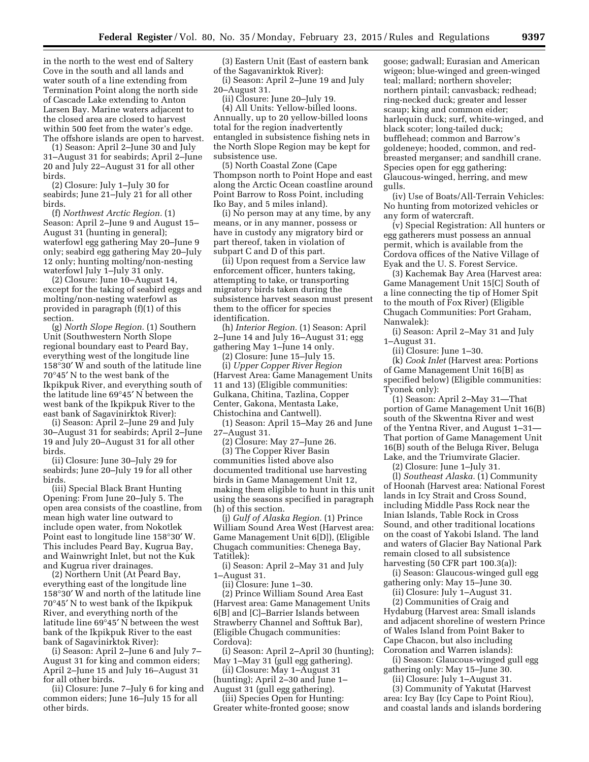in the north to the west end of Saltery Cove in the south and all lands and water south of a line extending from Termination Point along the north side of Cascade Lake extending to Anton Larsen Bay. Marine waters adjacent to the closed area are closed to harvest within 500 feet from the water's edge. The offshore islands are open to harvest.

(1) Season: April 2–June 30 and July 31–August 31 for seabirds; April 2–June 20 and July 22–August 31 for all other birds.

(2) Closure: July 1–July 30 for seabirds; June 21–July 21 for all other birds.

(f) *Northwest Arctic Region.* (1) Season: April 2–June 9 and August 15–August 31 (hunting in general); waterfowl egg gathering May 20–June 9 only; seabird egg gathering May 20–July 12 only; hunting molting/non-nesting waterfowl July 1–July 31 only.

(2) Closure: June 10–August 14, except for the taking of seabird eggs and molting/non-nesting waterfowl as provided in paragraph (f)(1) of this section.

(g) *North Slope Region.* (1) Southern Unit (Southwestern North Slope regional boundary east to Peard Bay, everything west of the longitude line 158°30′ W and south of the latitude line 70°45′ N to the west bank of the Ikpikpuk River, and everything south of the latitude line 69°45′ N between the west bank of the Ikpikpuk River to the east bank of Sagavinirktok River):

(i) Season: April 2–June 29 and July 30–August 31 for seabirds; April 2–June 19 and July 20–August 31 for all other birds.

(ii) Closure: June 30–July 29 for seabirds; June 20–July 19 for all other birds.

(iii) Special Black Brant Hunting Opening: From June 20–July 5. The open area consists of the coastline, from mean high water line outward to include open water, from Nokotlek Point east to longitude line 158°30′ W. This includes Peard Bay, Kugrua Bay, and Wainwright Inlet, but not the Kuk and Kugrua river drainages.

(2) Northern Unit (At Peard Bay, everything east of the longitude line 158°30′ W and north of the latitude line 70°45′ N to west bank of the Ikpikpuk River, and everything north of the latitude line 69°45′ N between the west bank of the Ikpikpuk River to the east bank of Sagavinirktok River):

(i) Season: April 2–June 6 and July 7–August 31 for king and common eiders; April 2–June 15 and July 16–August 31 for all other birds.

(ii) Closure: June 7–July 6 for king and common eiders; June 16–July 15 for all other birds.

(3) Eastern Unit (East of eastern bank of the Sagavanirktok River):

(i) Season: April 2–June 19 and July 20–August 31.

(ii) Closure: June 20–July 19.

(4) All Units: Yellow-billed loons. Annually, up to 20 yellow-billed loons total for the region inadvertently entangled in subsistence fishing nets in the North Slope Region may be kept for subsistence use.

(5) North Coastal Zone (Cape Thompson north to Point Hope and east along the Arctic Ocean coastline around Point Barrow to Ross Point, including Iko Bay, and 5 miles inland).

(i) No person may at any time, by any means, or in any manner, possess or have in custody any migratory bird or part thereof, taken in violation of subpart C and D of this part.

(ii) Upon request from a Service law enforcement officer, hunters taking, attempting to take, or transporting migratory birds taken during the subsistence harvest season must present them to the officer for species identification.

(h) *Interior Region.* (1) Season: April 2–June 14 and July 16–August 31; egg gathering May 1–June 14 only.

(2) Closure: June 15–July 15.

(i) *Upper Copper River Region* (Harvest Area: Game Management Units 11 and 13) (Eligible communities: Gulkana, Chitina, Tazlina, Copper Center, Gakona, Mentasta Lake, Chistochina and Cantwell).

(1) Season: April 15–May 26 and June 27–August 31.

(2) Closure: May 27–June 26.

(3) The Copper River Basin communities listed above also documented traditional use harvesting birds in Game Management Unit 12, making them eligible to hunt in this unit using the seasons specified in paragraph (h) of this section.

(j) *Gulf of Alaska Region.* (1) Prince William Sound Area West (Harvest area: Game Management Unit 6[D]), (Eligible Chugach communities: Chenega Bay, Tatitlek):

(i) Season: April 2–May 31 and July 1–August 31.

(ii) Closure: June 1–30.

(2) Prince William Sound Area East (Harvest area: Game Management Units 6[B] and [C]–Barrier Islands between Strawberry Channel and Softtuk Bar), (Eligible Chugach communities: Cordova):

(i) Season: April 2–April 30 (hunting); May 1–May 31 (gull egg gathering).

(ii) Closure: May 1–August 31 (hunting); April 2–30 and June 1–August 31 (gull egg gathering).

(iii) Species Open for Hunting: Greater white-fronted goose; snow goose; gadwall; Eurasian and American wigeon; blue-winged and green-winged teal; mallard; northern shoveler; northern pintail; canvasback; redhead; ring-necked duck; greater and lesser scaup; king and common eider; harlequin duck; surf, white-winged, and black scoter; long-tailed duck; bufflehead; common and Barrow's goldeneye; hooded, common, and red-breasted merganser; and sandhill crane. Species open for egg gathering: Glaucous-winged, herring, and mew gulls.

(iv) Use of Boats/All-Terrain Vehicles: No hunting from motorized vehicles or any form of watercraft.

(v) Special Registration: All hunters or egg gatherers must possess an annual permit, which is available from the Cordova offices of the Native Village of Eyak and the U. S. Forest Service.

(3) Kachemak Bay Area (Harvest area: Game Management Unit 15[C] South of a line connecting the tip of Homer Spit to the mouth of Fox River) (Eligible Chugach Communities: Port Graham, Nanwalek):

(i) Season: April 2–May 31 and July 1–August 31.

(ii) Closure: June 1–30.

(k) *Cook Inlet* (Harvest area: Portions of Game Management Unit 16[B] as specified below) (Eligible communities: Tyonek only):

(1) Season: April 2–May 31—That portion of Game Management Unit 16(B) south of the Skwentna River and west of the Yentna River, and August 1–31—That portion of Game Management Unit 16(B) south of the Beluga River, Beluga Lake, and the Triumvirate Glacier.

(2) Closure: June 1–July 31.

(l) *Southeast Alaska.* (1) Community of Hoonah (Harvest area: National Forest lands in Icy Strait and Cross Sound, including Middle Pass Rock near the Inian Islands, Table Rock in Cross Sound, and other traditional locations on the coast of Yakobi Island. The land and waters of Glacier Bay National Park remain closed to all subsistence harvesting (50 CFR part 100.3(a)):

(i) Season: Glaucous-winged gull egg gathering only: May 15–June 30.

(ii) Closure: July 1–August 31.

(2) Communities of Craig and Hydaburg (Harvest area: Small islands and adjacent shoreline of western Prince of Wales Island from Point Baker to Cape Chacon, but also including Coronation and Warren islands):

(i) Season: Glaucous-winged gull egg gathering only: May 15–June 30.

(ii) Closure: July 1–August 31.

(3) Community of Yakutat (Harvest area: Icy Bay (Icy Cape to Point Riou), and coastal lands and islands bordering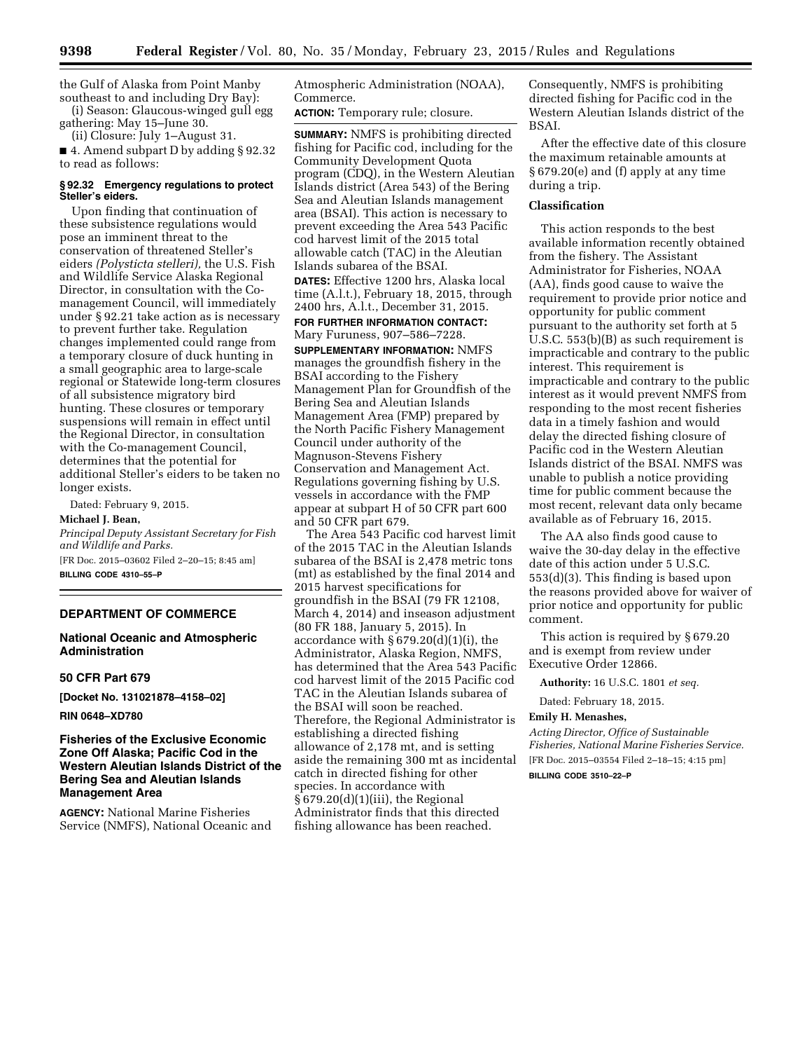the Gulf of Alaska from Point Manby southeast to and including Dry Bay):

(i) Season: Glaucous-winged gull egg gathering: May 15–June 30.

(ii) Closure: July 1–August 31.

■ 4. Amend subpart D by adding § 92.32 to read as follows:

**§ 92.32 Emergency regulations to protect Steller's eiders.**

Upon finding that continuation of these subsistence regulations would pose an imminent threat to the conservation of threatened Steller's eiders *(Polysticta stelleri),* the U.S. Fish and Wildlife Service Alaska Regional Director, in consultation with the Co-management Council, will immediately under § 92.21 take action as is necessary to prevent further take. Regulation changes implemented could range from a temporary closure of duck hunting in a small geographic area to large-scale regional or Statewide long-term closures of all subsistence migratory bird hunting. These closures or temporary suspensions will remain in effect until the Regional Director, in consultation with the Co-management Council, determines that the potential for additional Steller's eiders to be taken no longer exists.

Dated: February 9, 2015.

**Michael J. Bean,**

*Principal Deputy Assistant Secretary for Fish and Wildlife and Parks.*

[FR Doc. 2015–03602 Filed 2–20–15; 8:45 am]

**BILLING CODE 4310–55–P**

## DEPARTMENT OF COMMERCE

### National Oceanic and Atmospheric Administration

### 50 CFR Part 679

**[Docket No. 131021878–4158–02]**

**RIN 0648–XD780**

### Fisheries of the Exclusive Economic Zone Off Alaska; Pacific Cod in the Western Aleutian Islands District of the Bering Sea and Aleutian Islands Management Area

**AGENCY:** National Marine Fisheries Service (NMFS), National Oceanic and Atmospheric Administration (NOAA), Commerce.

**ACTION:** Temporary rule; closure.

**SUMMARY:** NMFS is prohibiting directed fishing for Pacific cod, including for the Community Development Quota program (CDQ), in the Western Aleutian Islands district (Area 543) of the Bering Sea and Aleutian Islands management area (BSAI). This action is necessary to prevent exceeding the Area 543 Pacific cod harvest limit of the 2015 total allowable catch (TAC) in the Aleutian Islands subarea of the BSAI.

**DATES:** Effective 1200 hrs, Alaska local time (A.l.t.), February 18, 2015, through 2400 hrs, A.l.t., December 31, 2015.

**FOR FURTHER INFORMATION CONTACT:** Mary Furuness, 907–586–7228.

**SUPPLEMENTARY INFORMATION:** NMFS manages the groundfish fishery in the BSAI according to the Fishery Management Plan for Groundfish of the Bering Sea and Aleutian Islands Management Area (FMP) prepared by the North Pacific Fishery Management Council under authority of the Magnuson-Stevens Fishery Conservation and Management Act. Regulations governing fishing by U.S. vessels in accordance with the FMP appear at subpart H of 50 CFR part 600 and 50 CFR part 679.

The Area 543 Pacific cod harvest limit of the 2015 TAC in the Aleutian Islands subarea of the BSAI is 2,478 metric tons (mt) as established by the final 2014 and 2015 harvest specifications for groundfish in the BSAI (79 FR 12108, March 4, 2014) and inseason adjustment (80 FR 188, January 5, 2015). In accordance with § 679.20(d)(1)(i), the Administrator, Alaska Region, NMFS, has determined that the Area 543 Pacific cod harvest limit of the 2015 Pacific cod TAC in the Aleutian Islands subarea of the BSAI will soon be reached. Therefore, the Regional Administrator is establishing a directed fishing allowance of 2,178 mt, and is setting aside the remaining 300 mt as incidental catch in directed fishing for other species. In accordance with § 679.20(d)(1)(iii), the Regional Administrator finds that this directed fishing allowance has been reached. Consequently, NMFS is prohibiting directed fishing for Pacific cod in the Western Aleutian Islands district of the BSAI.

After the effective date of this closure the maximum retainable amounts at § 679.20(e) and (f) apply at any time during a trip.

#### Classification

This action responds to the best available information recently obtained from the fishery. The Assistant Administrator for Fisheries, NOAA (AA), finds good cause to waive the requirement to provide prior notice and opportunity for public comment pursuant to the authority set forth at 5 U.S.C. 553(b)(B) as such requirement is impracticable and contrary to the public interest. This requirement is impracticable and contrary to the public interest as it would prevent NMFS from responding to the most recent fisheries data in a timely fashion and would delay the directed fishing closure of Pacific cod in the Western Aleutian Islands district of the BSAI. NMFS was unable to publish a notice providing time for public comment because the most recent, relevant data only became available as of February 16, 2015.

The AA also finds good cause to waive the 30-day delay in the effective date of this action under 5 U.S.C. 553(d)(3). This finding is based upon the reasons provided above for waiver of prior notice and opportunity for public comment.

This action is required by § 679.20 and is exempt from review under Executive Order 12866.

**Authority:** 16 U.S.C. 1801 *et seq.*

Dated: February 18, 2015.

**Emily H. Menashes,**

*Acting Director, Office of Sustainable Fisheries, National Marine Fisheries Service.*

[FR Doc. 2015–03554 Filed 2–18–15; 4:15 pm]

**BILLING CODE 3510–22–P**